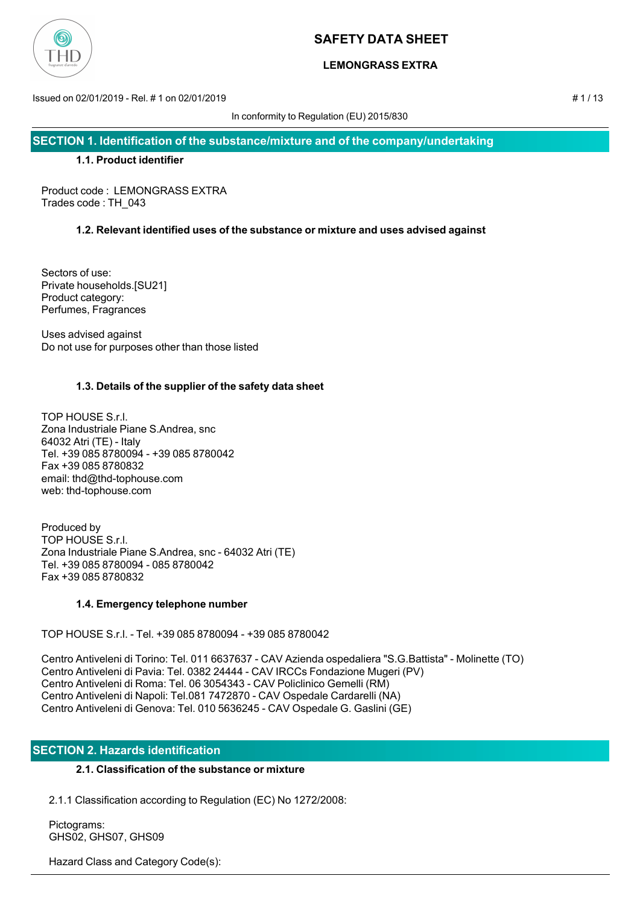# SAFETY DATA SHEET

## LEMONGRASS EXTRA

Issued on 02/01/2019 - Rel. # 1 on 02/01/2019

In conformity to Regulation (EU) 2015/830

## SECTION 1. Identification of the substance/mixture and of the company/undertaking

### 1.1. Product identifier

Product code : LEMONGRASS EXTRA
Trades code : TH_043

### 1.2. Relevant identified uses of the substance or mixture and uses advised against

Sectors of use:
Private households.[SU21]
Product category:
Perfumes, Fragrances

Uses advised against
Do not use for purposes other than those listed

### 1.3. Details of the supplier of the safety data sheet

TOP HOUSE S.r.l.
Zona Industriale Piane S.Andrea, snc
64032 Atri (TE) - Italy
Tel. +39 085 8780094 - +39 085 8780042
Fax +39 085 8780832
email: thd@thd-tophouse.com
web: thd-tophouse.com

Produced by
TOP HOUSE S.r.l.
Zona Industriale Piane S.Andrea, snc - 64032 Atri (TE)
Tel. +39 085 8780094 - 085 8780042
Fax +39 085 8780832

### 1.4. Emergency telephone number

TOP HOUSE S.r.l. - Tel. +39 085 8780094 - +39 085 8780042

Centro Antiveleni di Torino: Tel. 011 6637637 - CAV Azienda ospedaliera "S.G.Battista" - Molinette (TO)
Centro Antiveleni di Pavia: Tel. 0382 24444 - CAV IRCCs Fondazione Mugeri (PV)
Centro Antiveleni di Roma: Tel. 06 3054343 - CAV Policlinico Gemelli (RM)
Centro Antiveleni di Napoli: Tel.081 7472870 - CAV Ospedale Cardarelli (NA)
Centro Antiveleni di Genova: Tel. 010 5636245 - CAV Ospedale G. Gaslini (GE)

## SECTION 2. Hazards identification

### 2.1. Classification of the substance or mixture

2.1.1 Classification according to Regulation (EC) No 1272/2008:

Pictograms:
GHS02, GHS07, GHS09

Hazard Class and Category Code(s):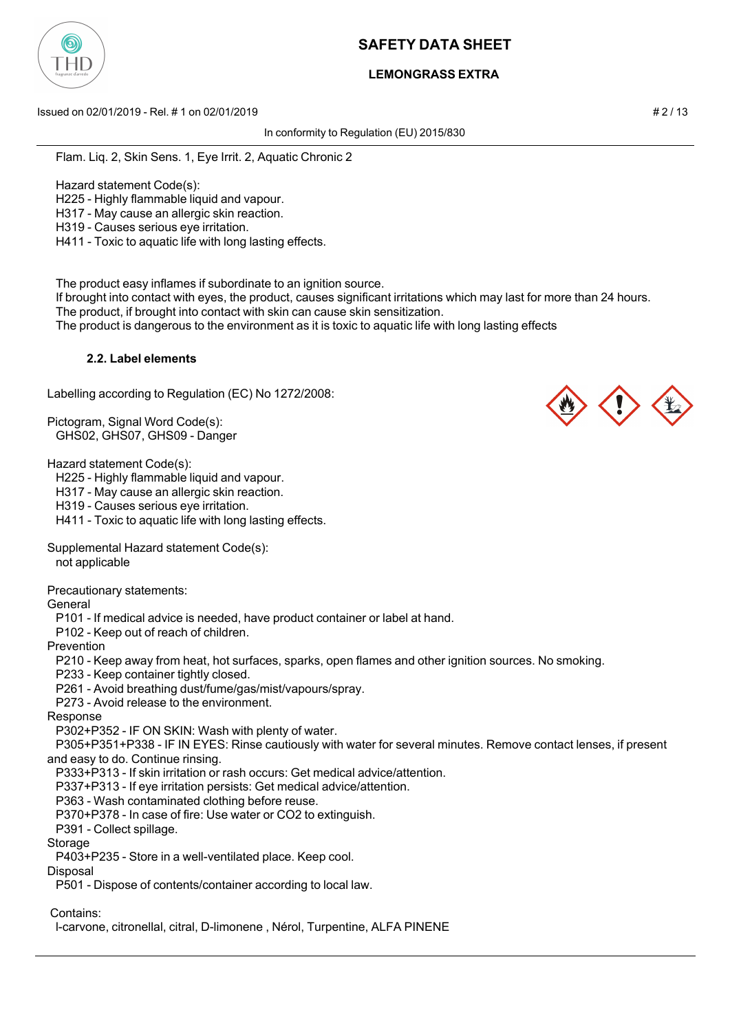Flam. Liq. 2, Skin Sens. 1, Eye Irrit. 2, Aquatic Chronic 2

Hazard statement Code(s):
H225 - Highly flammable liquid and vapour.
H317 - May cause an allergic skin reaction.
H319 - Causes serious eye irritation.
H411 - Toxic to aquatic life with long lasting effects.

The product easy inflames if subordinate to an ignition source.
If brought into contact with eyes, the product, causes significant irritations which may last for more than 24 hours.
The product, if brought into contact with skin can cause skin sensitization.
The product is dangerous to the environment as it is toxic to aquatic life with long lasting effects

### 2.2. Label elements

Labelling according to Regulation (EC) No 1272/2008:

Pictogram, Signal Word Code(s):
GHS02, GHS07, GHS09 - Danger

Hazard statement Code(s):
H225 - Highly flammable liquid and vapour.
H317 - May cause an allergic skin reaction.
H319 - Causes serious eye irritation.
H411 - Toxic to aquatic life with long lasting effects.

Supplemental Hazard statement Code(s):
not applicable

Precautionary statements:

General
P101 - If medical advice is needed, have product container or label at hand.
P102 - Keep out of reach of children.

Prevention
P210 - Keep away from heat, hot surfaces, sparks, open flames and other ignition sources. No smoking.
P233 - Keep container tightly closed.
P261 - Avoid breathing dust/fume/gas/mist/vapours/spray.
P273 - Avoid release to the environment.

Response
P302+P352 - IF ON SKIN: Wash with plenty of water.
P305+P351+P338 - IF IN EYES: Rinse cautiously with water for several minutes. Remove contact lenses, if present and easy to do. Continue rinsing.
P333+P313 - If skin irritation or rash occurs: Get medical advice/attention.
P337+P313 - If eye irritation persists: Get medical advice/attention.
P363 - Wash contaminated clothing before reuse.
P370+P378 - In case of fire: Use water or $CO_2$ to extinguish.
P391 - Collect spillage.

Storage
P403+P235 - Store in a well-ventilated place. Keep cool.

Disposal
P501 - Dispose of contents/container according to local law.

Contains:
l-carvone, citronellal, citral, D-limonene , Nérol, Turpentine, ALFA PINENE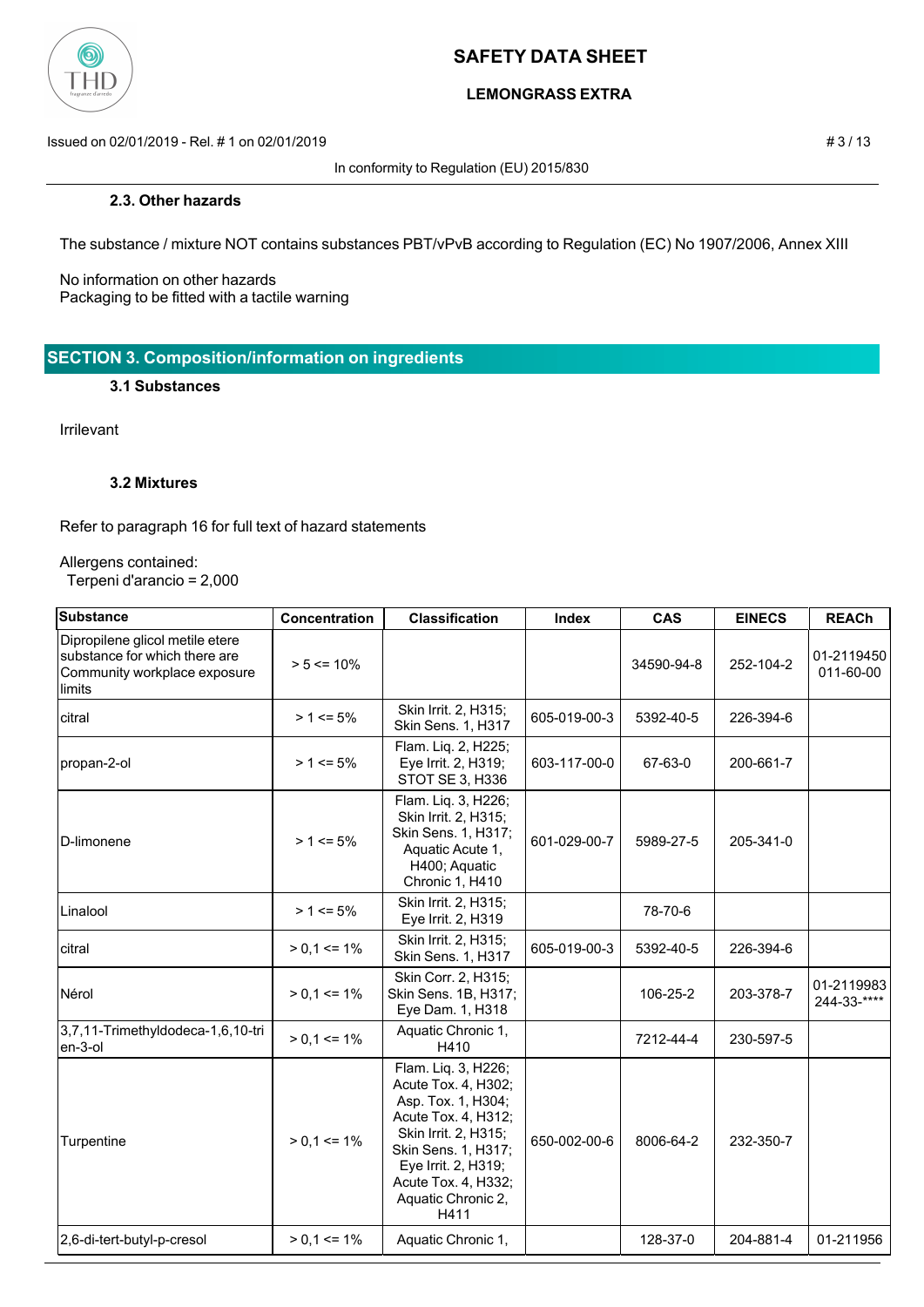### 2.3. Other hazards

The substance / mixture NOT contains substances PBT/vPvB according to Regulation (EC) No 1907/2006, Annex XIII

No information on other hazards
Packaging to be fitted with a tactile warning

## SECTION 3. Composition/information on ingredients

### 3.1 Substances

Irrilevant

### 3.2 Mixtures

Refer to paragraph 16 for full text of hazard statements

Allergens contained:
Terpeni d'arancio = 2,000

| Substance | Concentration | Classification | Index | CAS | EINECS | REACh |
|---|---|---|---|---|---|---|
| Dipropilene glicol metile etere substance for which there are Community workplace exposure limits | > 5 <= 10% | | | 34590-94-8 | 252-104-2 | 01-2119450011-60-00 |
| citral | > 1 <= 5% | Skin Irrit. 2, H315; Skin Sens. 1, H317 | 605-019-00-3 | 5392-40-5 | 226-394-6 | |
| propan-2-ol | > 1 <= 5% | Flam. Liq. 2, H225; Eye Irrit. 2, H319; STOT SE 3, H336 | 603-117-00-0 | 67-63-0 | 200-661-7 | |
| D-limonene | > 1 <= 5% | Flam. Liq. 3, H226; Skin Irrit. 2, H315; Skin Sens. 1, H317; Aquatic Acute 1, H400; Aquatic Chronic 1, H410 | 601-029-00-7 | 5989-27-5 | 205-341-0 | |
| Linalool | > 1 <= 5% | Skin Irrit. 2, H315; Eye Irrit. 2, H319 | | 78-70-6 | | |
| citral | > 0,1 <= 1% | Skin Irrit. 2, H315; Skin Sens. 1, H317 | 605-019-00-3 | 5392-40-5 | 226-394-6 | |
| Nérol | > 0,1 <= 1% | Skin Corr. 2, H315; Skin Sens. 1B, H317; Eye Dam. 1, H318 | | 106-25-2 | 203-378-7 | 01-2119983244-33-**** |
| 3,7,11-Trimethyldodeca-1,6,10-trien-3-ol | > 0,1 <= 1% | Aquatic Chronic 1, H410 | | 7212-44-4 | 230-597-5 | |
| Turpentine | > 0,1 <= 1% | Flam. Liq. 3, H226; Acute Tox. 4, H302; Asp. Tox. 1, H304; Acute Tox. 4, H312; Skin Irrit. 2, H315; Skin Sens. 1, H317; Eye Irrit. 2, H319; Acute Tox. 4, H332; Aquatic Chronic 2, H411 | 650-002-00-6 | 8006-64-2 | 232-350-7 | |
| 2,6-di-tert-butyl-p-cresol | > 0,1 <= 1% | Aquatic Chronic 1, | | 128-37-0 | 204-881-4 | 01-211956 |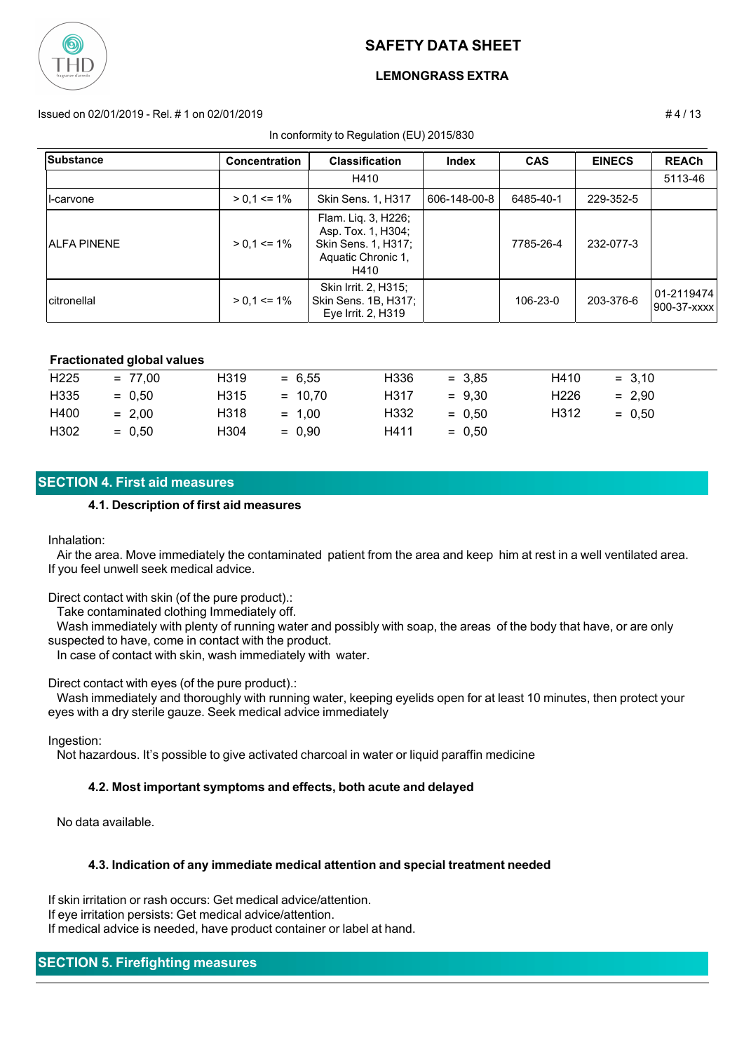| Substance | Concentration | Classification | Index | CAS | EINECS | REACh |
|---|---|---|---|---|---|---|
| | | H410 | | | | 5113-46 |
| l-carvone | > 0,1 <= 1% | Skin Sens. 1, H317 | 606-148-00-8 | 6485-40-1 | 229-352-5 | |
| ALFA PINENE | > 0,1 <= 1% | Flam. Liq. 3, H226; Asp. Tox. 1, H304; Skin Sens. 1, H317; Aquatic Chronic 1, H410 | | 7785-26-4 | 232-077-3 | |
| citronellal | > 0,1 <= 1% | Skin Irrit. 2, H315; Skin Sens. 1B, H317; Eye Irrit. 2, H319 | | 106-23-0 | 203-376-6 | 01-2119474 900-37-xxxx |

**Fractionated global values**

| | | | | | | | |
|---|---|---|---|---|---|---|---|
| H225 | = 77,00 | H319 | = 6,55 | H336 | = 3,85 | H410 | = 3,10 |
| H335 | = 0,50 | H315 | = 10,70 | H317 | = 9,30 | H226 | = 2,90 |
| H400 | = 2,00 | H318 | = 1,00 | H332 | = 0,50 | H312 | = 0,50 |
| H302 | = 0,50 | H304 | = 0,90 | H411 | = 0,50 | | |

## SECTION 4. First aid measures

### 4.1. Description of first aid measures

Inhalation:
Air the area. Move immediately the contaminated patient from the area and keep him at rest in a well ventilated area. If you feel unwell seek medical advice.

Direct contact with skin (of the pure product).:
Take contaminated clothing Immediately off.
Wash immediately with plenty of running water and possibly with soap, the areas of the body that have, or are only suspected to have, come in contact with the product.
In case of contact with skin, wash immediately with water.

Direct contact with eyes (of the pure product).:
Wash immediately and thoroughly with running water, keeping eyelids open for at least 10 minutes, then protect your eyes with a dry sterile gauze. Seek medical advice immediately

Ingestion:
Not hazardous. It's possible to give activated charcoal in water or liquid paraffin medicine

### 4.2. Most important symptoms and effects, both acute and delayed

No data available.

### 4.3. Indication of any immediate medical attention and special treatment needed

If skin irritation or rash occurs: Get medical advice/attention.
If eye irritation persists: Get medical advice/attention.
If medical advice is needed, have product container or label at hand.

## SECTION 5. Firefighting measures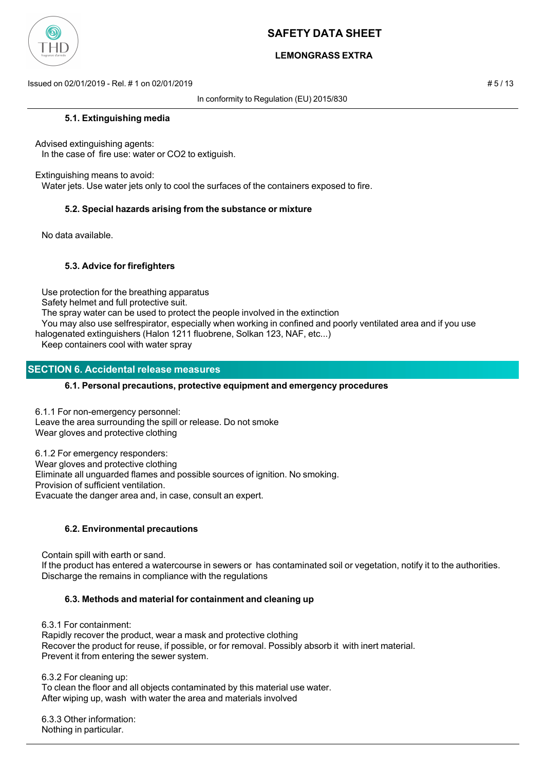### 5.1. Extinguishing media

Advised extinguishing agents:
In the case of fire use: water or $CO_2$ to extiguish.

Extinguishing means to avoid:
Water jets. Use water jets only to cool the surfaces of the containers exposed to fire.

### 5.2. Special hazards arising from the substance or mixture

No data available.

### 5.3. Advice for firefighters

Use protection for the breathing apparatus
Safety helmet and full protective suit.
The spray water can be used to protect the people involved in the extinction
You may also use selfrespirator, especially when working in confined and poorly ventilated area and if you use halogenated extinguishers (Halon 1211 fluobrene, Solkan 123, NAF, etc...)
Keep containers cool with water spray

## SECTION 6. Accidental release measures

### 6.1. Personal precautions, protective equipment and emergency procedures

6.1.1 For non-emergency personnel:
Leave the area surrounding the spill or release. Do not smoke
Wear gloves and protective clothing

6.1.2 For emergency responders:
Wear gloves and protective clothing
Eliminate all unguarded flames and possible sources of ignition. No smoking.
Provision of sufficient ventilation.
Evacuate the danger area and, in case, consult an expert.

### 6.2. Environmental precautions

Contain spill with earth or sand.
If the product has entered a watercourse in sewers or has contaminated soil or vegetation, notify it to the authorities.
Discharge the remains in compliance with the regulations

### 6.3. Methods and material for containment and cleaning up

6.3.1 For containment:
Rapidly recover the product, wear a mask and protective clothing
Recover the product for reuse, if possible, or for removal. Possibly absorb it with inert material.
Prevent it from entering the sewer system.

6.3.2 For cleaning up:
To clean the floor and all objects contaminated by this material use water.
After wiping up, wash with water the area and materials involved

6.3.3 Other information:
Nothing in particular.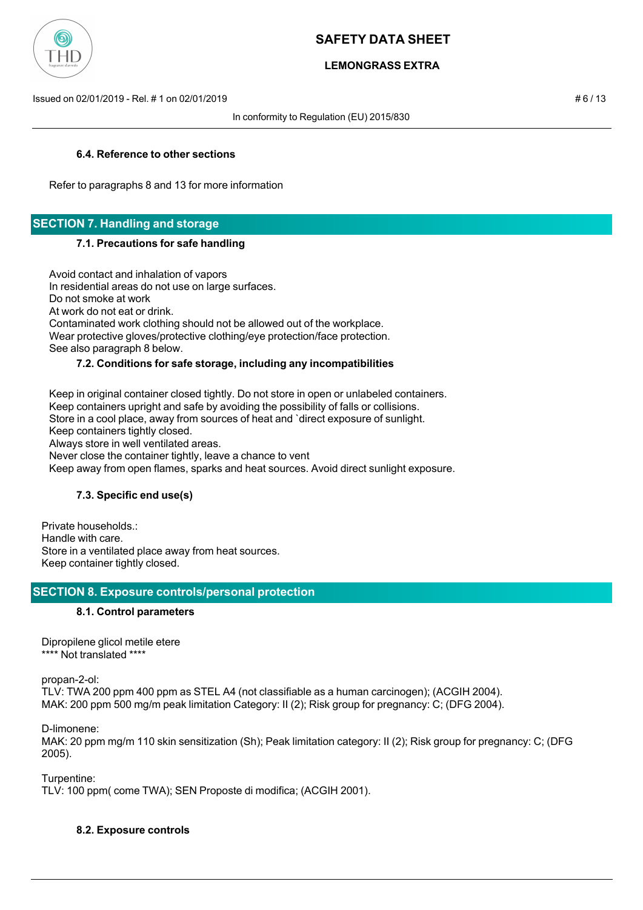#### 6.4. Reference to other sections

Refer to paragraphs 8 and 13 for more information

## SECTION 7. Handling and storage

#### 7.1. Precautions for safe handling

Avoid contact and inhalation of vapors
In residential areas do not use on large surfaces.
Do not smoke at work
At work do not eat or drink.
Contaminated work clothing should not be allowed out of the workplace.
Wear protective gloves/protective clothing/eye protection/face protection.
See also paragraph 8 below.

#### 7.2. Conditions for safe storage, including any incompatibilities

Keep in original container closed tightly. Do not store in open or unlabeled containers.
Keep containers upright and safe by avoiding the possibility of falls or collisions.
Store in a cool place, away from sources of heat and `direct exposure of sunlight.
Keep containers tightly closed.
Always store in well ventilated areas.
Never close the container tightly, leave a chance to vent
Keep away from open flames, sparks and heat sources. Avoid direct sunlight exposure.

#### 7.3. Specific end use(s)

Private households.:
Handle with care.
Store in a ventilated place away from heat sources.
Keep container tightly closed.

## SECTION 8. Exposure controls/personal protection

#### 8.1. Control parameters

Dipropilene glicol metile etere
**** Not translated ****

propan-2-ol:
TLV: TWA 200 ppm 400 ppm as STEL A4 (not classifiable as a human carcinogen); (ACGIH 2004).
MAK: 200 ppm 500 mg/m peak limitation Category: II (2); Risk group for pregnancy: C; (DFG 2004).

D-limonene:
MAK: 20 ppm mg/m 110 skin sensitization (Sh); Peak limitation category: II (2); Risk group for pregnancy: C; (DFG 2005).

Turpentine:
TLV: 100 ppm( come TWA); SEN Proposte di modifica; (ACGIH 2001).

#### 8.2. Exposure controls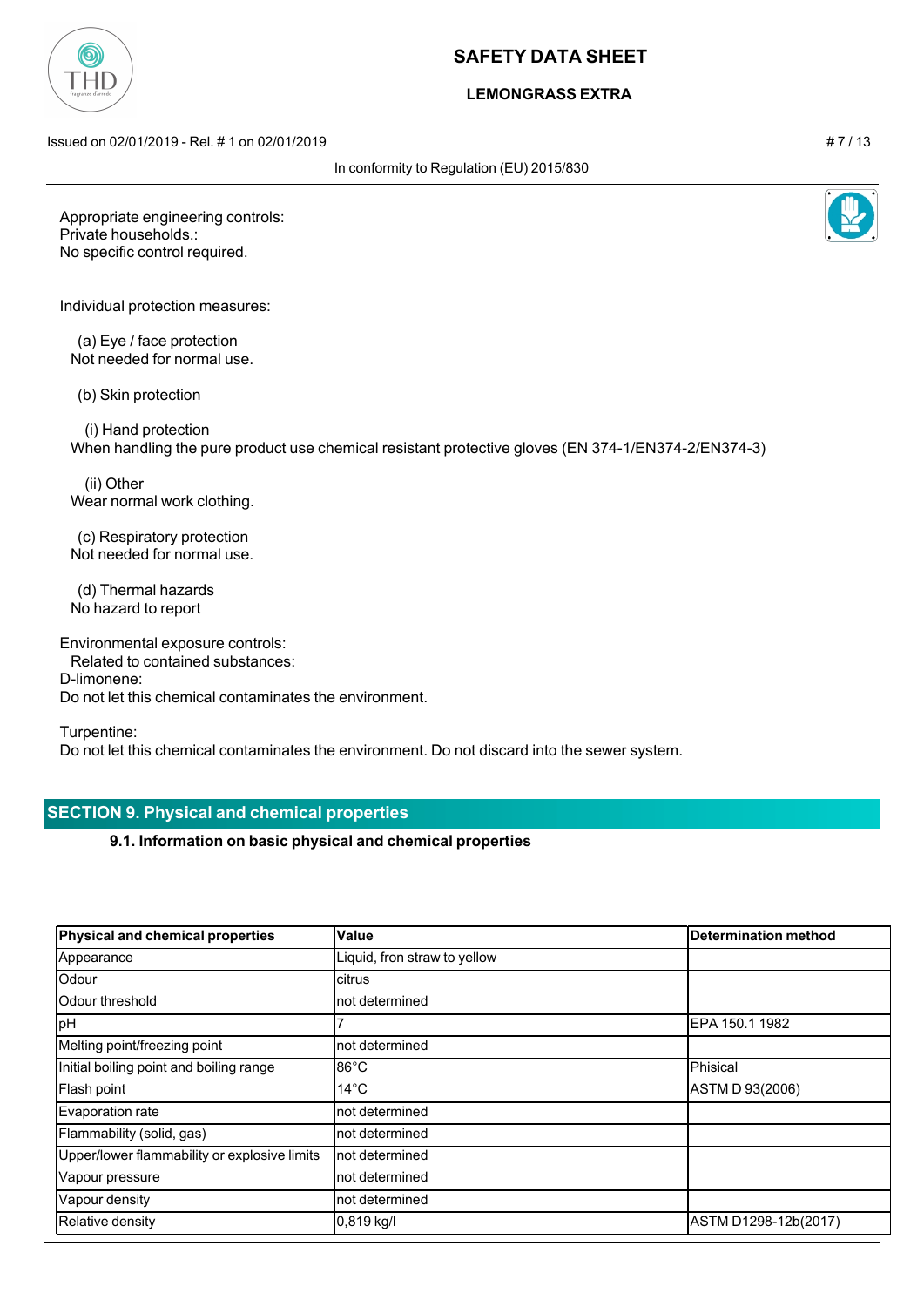Appropriate engineering controls:
Private households.:
No specific control required.

Individual protection measures:

(a) Eye / face protection
Not needed for normal use.

(b) Skin protection

(i) Hand protection
When handling the pure product use chemical resistant protective gloves (EN 374-1/EN374-2/EN374-3)

(ii) Other
Wear normal work clothing.

(c) Respiratory protection
Not needed for normal use.

(d) Thermal hazards
No hazard to report

Environmental exposure controls:
Related to contained substances:
D-limonene:
Do not let this chemical contaminates the environment.

Turpentine:
Do not let this chemical contaminates the environment. Do not discard into the sewer system.

## SECTION 9. Physical and chemical properties

### 9.1. Information on basic physical and chemical properties

| Physical and chemical properties | Value | Determination method |
|---|---|---|
| Appearance | Liquid, fron straw to yellow | |
| Odour | citrus | |
| Odour threshold | not determined | |
| pH | 7 | EPA 150.1 1982 |
| Melting point/freezing point | not determined | |
| Initial boiling point and boiling range | 86°C | Phisical |
| Flash point | 14°C | ASTM D 93(2006) |
| Evaporation rate | not determined | |
| Flammability (solid, gas) | not determined | |
| Upper/lower flammability or explosive limits | not determined | |
| Vapour pressure | not determined | |
| Vapour density | not determined | |
| Relative density | 0,819 kg/l | ASTM D1298-12b(2017) |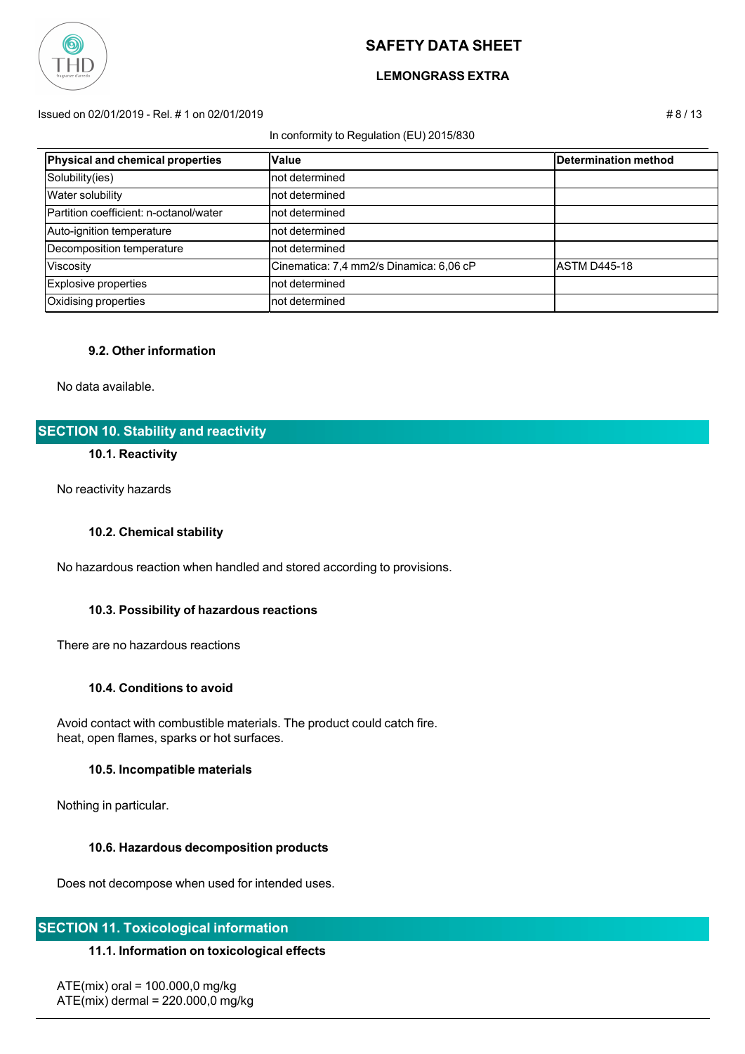| Physical and chemical properties | Value | Determination method |
|---|---|---|
| Solubility(ies) | not determined | |
| Water solubility | not determined | |
| Partition coefficient: n-octanol/water | not determined | |
| Auto-ignition temperature | not determined | |
| Decomposition temperature | not determined | |
| Viscosity | Cinematica: 7,4 mm2/s Dinamica: 6,06 cP | ASTM D445-18 |
| Explosive properties | not determined | |
| Oxidising properties | not determined | |

### 9.2. Other information

No data available.

## SECTION 10. Stability and reactivity

### 10.1. Reactivity

No reactivity hazards

### 10.2. Chemical stability

No hazardous reaction when handled and stored according to provisions.

### 10.3. Possibility of hazardous reactions

There are no hazardous reactions

### 10.4. Conditions to avoid

Avoid contact with combustible materials. The product could catch fire.
heat, open flames, sparks or hot surfaces.

### 10.5. Incompatible materials

Nothing in particular.

### 10.6. Hazardous decomposition products

Does not decompose when used for intended uses.

## SECTION 11. Toxicological information

### 11.1. Information on toxicological effects

ATE(mix) oral = 100.000,0 mg/kg
ATE(mix) dermal = 220.000,0 mg/kg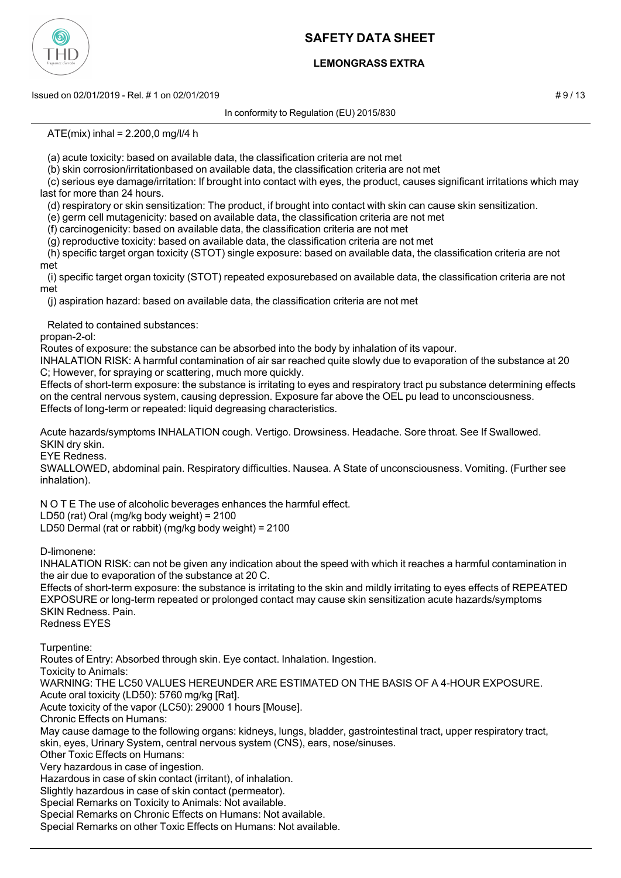ATE(mix) inhal = 2.200,0 mg/l/4 h

(a) acute toxicity: based on available data, the classification criteria are not met

(b) skin corrosion/irritationbased on available data, the classification criteria are not met

(c) serious eye damage/irritation: If brought into contact with eyes, the product, causes significant irritations which may last for more than 24 hours.

(d) respiratory or skin sensitization: The product, if brought into contact with skin can cause skin sensitization.

(e) germ cell mutagenicity: based on available data, the classification criteria are not met

(f) carcinogenicity: based on available data, the classification criteria are not met

(g) reproductive toxicity: based on available data, the classification criteria are not met

(h) specific target organ toxicity (STOT) single exposure: based on available data, the classification criteria are not met

(i) specific target organ toxicity (STOT) repeated exposurebased on available data, the classification criteria are not met

(j) aspiration hazard: based on available data, the classification criteria are not met

Related to contained substances:

propan-2-ol:

Routes of exposure: the substance can be absorbed into the body by inhalation of its vapour.

INHALATION RISK: A harmful contamination of air sar reached quite slowly due to evaporation of the substance at 20 C; However, for spraying or scattering, much more quickly.

Effects of short-term exposure: the substance is irritating to eyes and respiratory tract pu substance determining effects on the central nervous system, causing depression. Exposure far above the OEL pu lead to unconsciousness.

Effects of long-term or repeated: liquid degreasing characteristics.

Acute hazards/symptoms INHALATION cough. Vertigo. Drowsiness. Headache. Sore throat. See If Swallowed.

SKIN dry skin.

EYE Redness.

SWALLOWED, abdominal pain. Respiratory difficulties. Nausea. A State of unconsciousness. Vomiting. (Further see inhalation).

N O T E The use of alcoholic beverages enhances the harmful effect.

LD50 (rat) Oral (mg/kg body weight) = 2100

LD50 Dermal (rat or rabbit) (mg/kg body weight) = 2100

D-limonene:

INHALATION RISK: can not be given any indication about the speed with which it reaches a harmful contamination in the air due to evaporation of the substance at 20 C.

Effects of short-term exposure: the substance is irritating to the skin and mildly irritating to eyes effects of REPEATED EXPOSURE or long-term repeated or prolonged contact may cause skin sensitization acute hazards/symptoms SKIN Redness. Pain.

Redness EYES

Turpentine:

Routes of Entry: Absorbed through skin. Eye contact. Inhalation. Ingestion.

Toxicity to Animals:

WARNING: THE LC50 VALUES HEREUNDER ARE ESTIMATED ON THE BASIS OF A 4-HOUR EXPOSURE.

Acute oral toxicity (LD50): 5760 mg/kg [Rat].

Acute toxicity of the vapor (LC50): 29000 1 hours [Mouse].

Chronic Effects on Humans:

May cause damage to the following organs: kidneys, lungs, bladder, gastrointestinal tract, upper respiratory tract, skin, eyes, Urinary System, central nervous system (CNS), ears, nose/sinuses.

Other Toxic Effects on Humans:

Very hazardous in case of ingestion.

Hazardous in case of skin contact (irritant), of inhalation.

Slightly hazardous in case of skin contact (permeator).

Special Remarks on Toxicity to Animals: Not available.

Special Remarks on Chronic Effects on Humans: Not available.

Special Remarks on other Toxic Effects on Humans: Not available.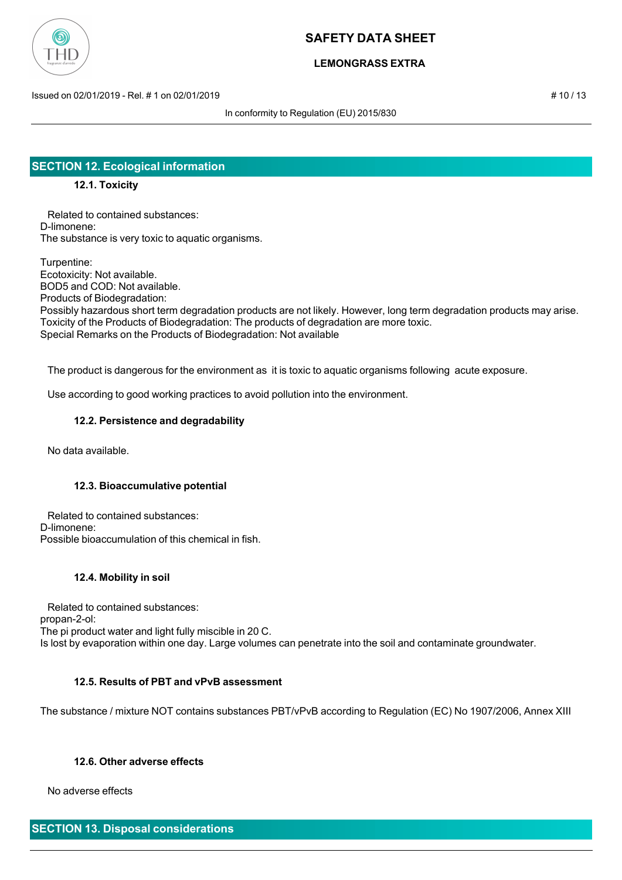## SECTION 12. Ecological information

### 12.1. Toxicity

Related to contained substances:
D-limonene:
The substance is very toxic to aquatic organisms.

Turpentine:
Ecotoxicity: Not available.
BOD5 and COD: Not available.
Products of Biodegradation:
Possibly hazardous short term degradation products are not likely. However, long term degradation products may arise.
Toxicity of the Products of Biodegradation: The products of degradation are more toxic.
Special Remarks on the Products of Biodegradation: Not available

The product is dangerous for the environment as it is toxic to aquatic organisms following acute exposure.

Use according to good working practices to avoid pollution into the environment.

### 12.2. Persistence and degradability

No data available.

### 12.3. Bioaccumulative potential

Related to contained substances:
D-limonene:
Possible bioaccumulation of this chemical in fish.

### 12.4. Mobility in soil

Related to contained substances:
propan-2-ol:
The pi product water and light fully miscible in 20 C.
Is lost by evaporation within one day. Large volumes can penetrate into the soil and contaminate groundwater.

### 12.5. Results of PBT and vPvB assessment

The substance / mixture NOT contains substances PBT/vPvB according to Regulation (EC) No 1907/2006, Annex XIII

### 12.6. Other adverse effects

No adverse effects

## SECTION 13. Disposal considerations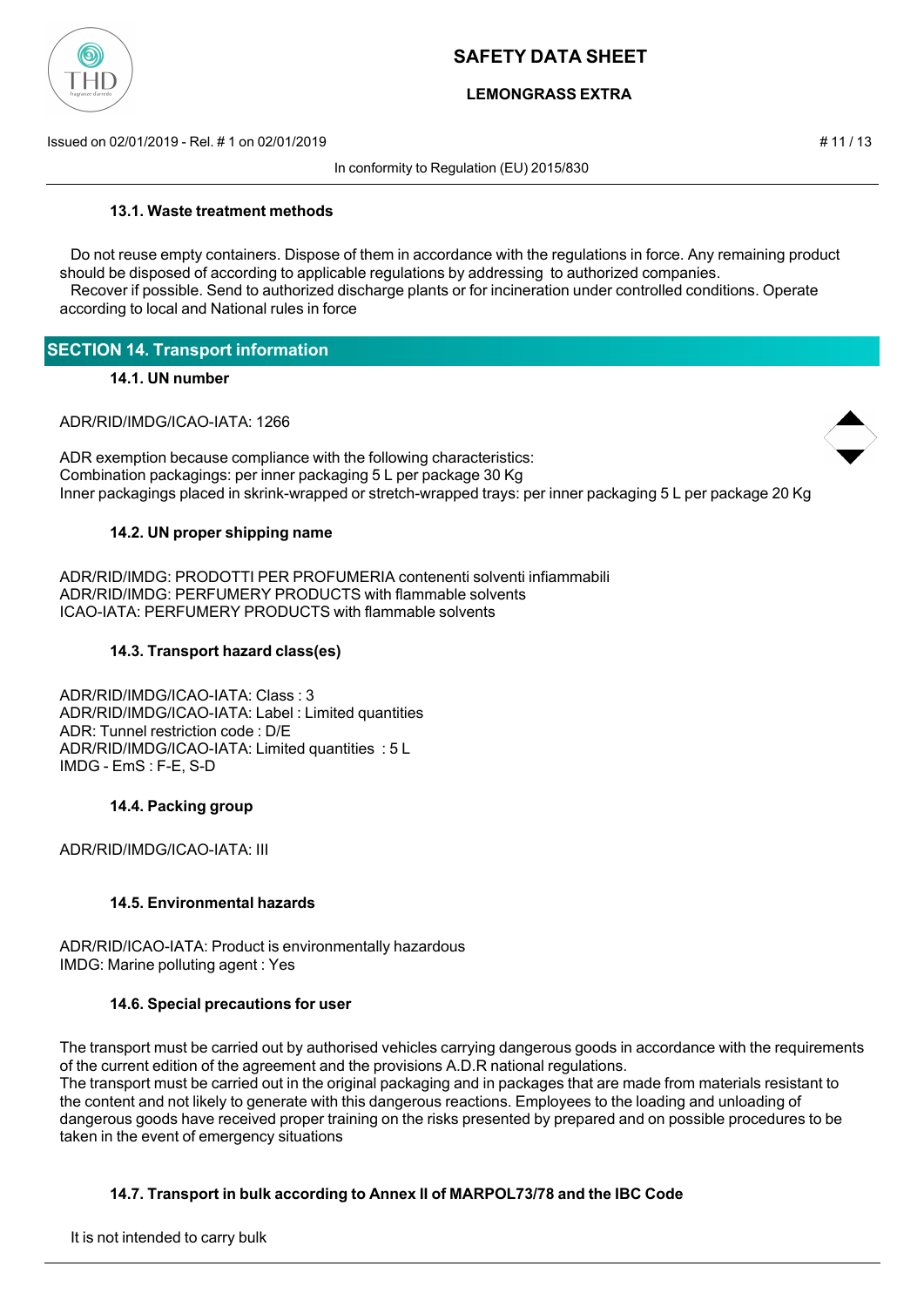#### 13.1. Waste treatment methods

Do not reuse empty containers. Dispose of them in accordance with the regulations in force. Any remaining product should be disposed of according to applicable regulations by addressing to authorized companies.
Recover if possible. Send to authorized discharge plants or for incineration under controlled conditions. Operate according to local and National rules in force

## SECTION 14. Transport information

#### 14.1. UN number

ADR/RID/IMDG/ICAO-IATA: 1266

ADR exemption because compliance with the following characteristics:
Combination packagings: per inner packaging 5 L per package 30 Kg
Inner packagings placed in skrink-wrapped or stretch-wrapped trays: per inner packaging 5 L per package 20 Kg

#### 14.2. UN proper shipping name

ADR/RID/IMDG: PRODOTTI PER PROFUMERIA contenenti solventi infiammabili
ADR/RID/IMDG: PERFUMERY PRODUCTS with flammable solvents
ICAO-IATA: PERFUMERY PRODUCTS with flammable solvents

#### 14.3. Transport hazard class(es)

ADR/RID/IMDG/ICAO-IATA: Class : 3
ADR/RID/IMDG/ICAO-IATA: Label : Limited quantities
ADR: Tunnel restriction code : D/E
ADR/RID/IMDG/ICAO-IATA: Limited quantities : 5 L
IMDG - EmS : F-E, S-D

#### 14.4. Packing group

ADR/RID/IMDG/ICAO-IATA: III

#### 14.5. Environmental hazards

ADR/RID/ICAO-IATA: Product is environmentally hazardous
IMDG: Marine polluting agent : Yes

#### 14.6. Special precautions for user

The transport must be carried out by authorised vehicles carrying dangerous goods in accordance with the requirements of the current edition of the agreement and the provisions A.D.R national regulations.
The transport must be carried out in the original packaging and in packages that are made from materials resistant to the content and not likely to generate with this dangerous reactions. Employees to the loading and unloading of dangerous goods have received proper training on the risks presented by prepared and on possible procedures to be taken in the event of emergency situations

#### 14.7. Transport in bulk according to Annex II of MARPOL73/78 and the IBC Code

It is not intended to carry bulk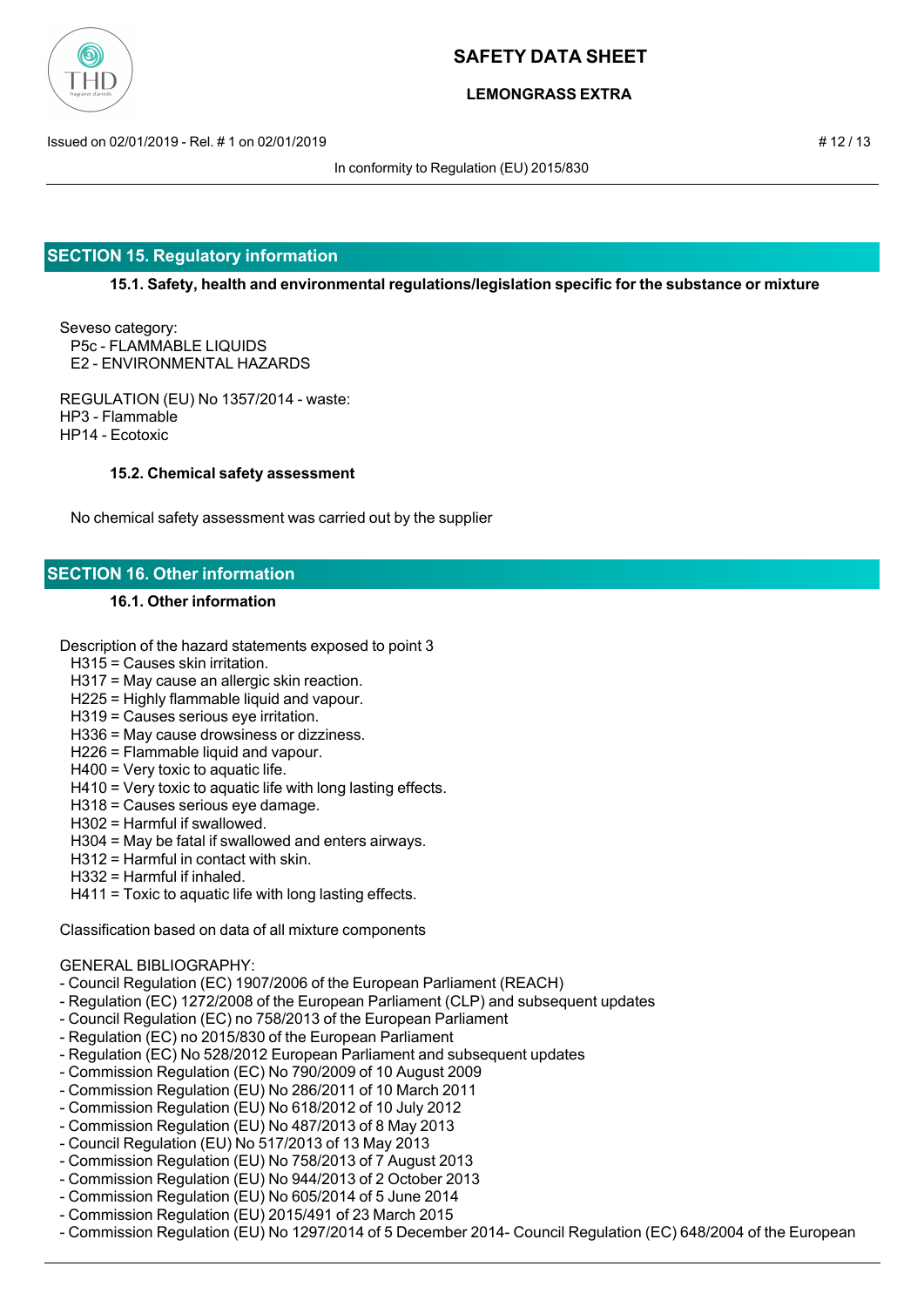## SECTION 15. Regulatory information

### 15.1. Safety, health and environmental regulations/legislation specific for the substance or mixture

Seveso category:
P5c - FLAMMABLE LIQUIDS
E2 - ENVIRONMENTAL HAZARDS

REGULATION (EU) No 1357/2014 - waste:
HP3 - Flammable
HP14 - Ecotoxic

### 15.2. Chemical safety assessment

No chemical safety assessment was carried out by the supplier

## SECTION 16. Other information

### 16.1. Other information

Description of the hazard statements exposed to point 3

- H315 = Causes skin irritation.
- H317 = May cause an allergic skin reaction.
- H225 = Highly flammable liquid and vapour.
- H319 = Causes serious eye irritation.
- H336 = May cause drowsiness or dizziness.
- H226 = Flammable liquid and vapour.
- H400 = Very toxic to aquatic life.
- H410 = Very toxic to aquatic life with long lasting effects.
- H318 = Causes serious eye damage.
- H302 = Harmful if swallowed.
- H304 = May be fatal if swallowed and enters airways.
- H312 = Harmful in contact with skin.
- H332 = Harmful if inhaled.
- H411 = Toxic to aquatic life with long lasting effects.

Classification based on data of all mixture components

GENERAL BIBLIOGRAPHY:
- Council Regulation (EC) 1907/2006 of the European Parliament (REACH)
- Regulation (EC) 1272/2008 of the European Parliament (CLP) and subsequent updates
- Council Regulation (EC) no 758/2013 of the European Parliament
- Regulation (EC) no 2015/830 of the European Parliament
- Regulation (EC) No 528/2012 European Parliament and subsequent updates
- Commission Regulation (EC) No 790/2009 of 10 August 2009
- Commission Regulation (EU) No 286/2011 of 10 March 2011
- Commission Regulation (EU) No 618/2012 of 10 July 2012
- Commission Regulation (EU) No 487/2013 of 8 May 2013
- Council Regulation (EU) No 517/2013 of 13 May 2013
- Commission Regulation (EU) No 758/2013 of 7 August 2013
- Commission Regulation (EU) No 944/2013 of 2 October 2013
- Commission Regulation (EU) No 605/2014 of 5 June 2014
- Commission Regulation (EU) 2015/491 of 23 March 2015
- Commission Regulation (EU) No 1297/2014 of 5 December 2014- Council Regulation (EC) 648/2004 of the European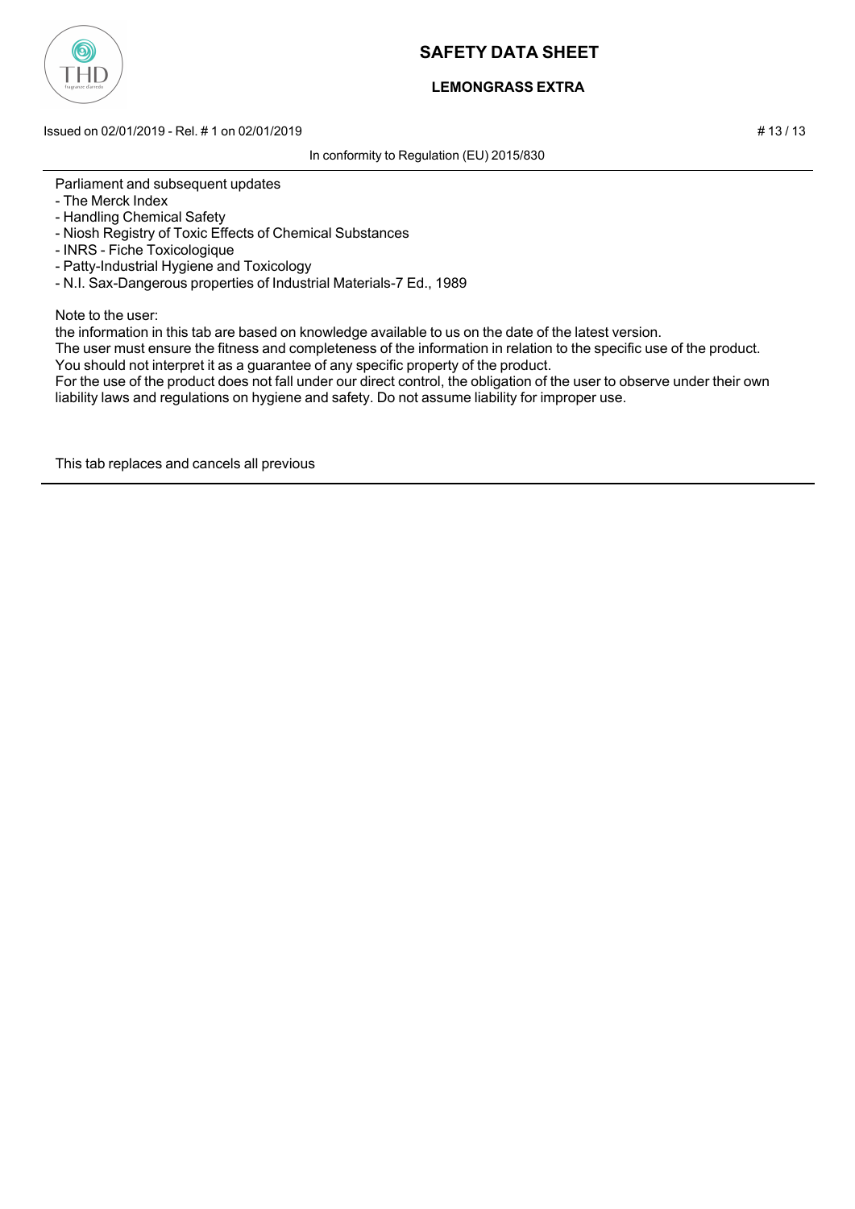Parliament and subsequent updates

- The Merck Index
- Handling Chemical Safety
- Niosh Registry of Toxic Effects of Chemical Substances
- INRS - Fiche Toxicologique
- Patty-Industrial Hygiene and Toxicology
- N.I. Sax-Dangerous properties of Industrial Materials-7 Ed., 1989

Note to the user:
the information in this tab are based on knowledge available to us on the date of the latest version.
The user must ensure the fitness and completeness of the information in relation to the specific use of the product.
You should not interpret it as a guarantee of any specific property of the product.
For the use of the product does not fall under our direct control, the obligation of the user to observe under their own liability laws and regulations on hygiene and safety. Do not assume liability for improper use.

This tab replaces and cancels all previous